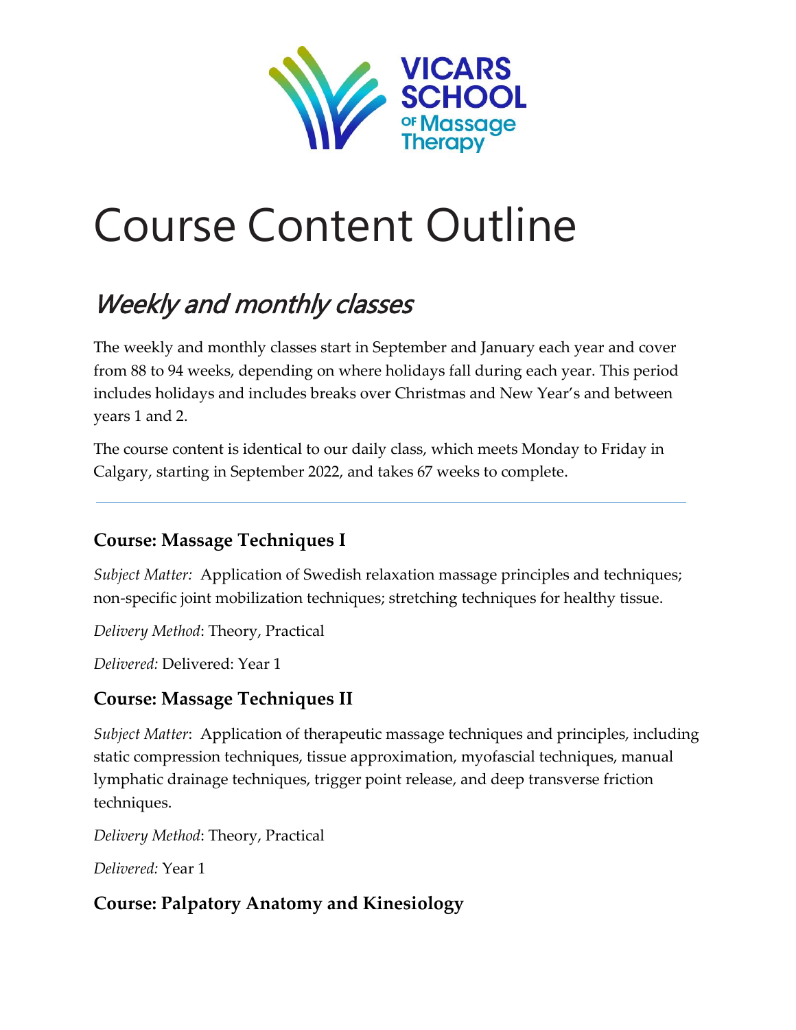VICARS SCHOOL of Massage Therapy

# Course Content Outline

## *Weekly and monthly classes*

The weekly and monthly classes start in September and January each year and cover from 88 to 94 weeks, depending on where holidays fall during each year. This period includes holidays and includes breaks over Christmas and New Year's and between years 1 and 2.

The course content is identical to our daily class, which meets Monday to Friday in Calgary, starting in September 2022, and takes 67 weeks to complete.

---

### Course: Massage Techniques I

*Subject Matter:* Application of Swedish relaxation massage principles and techniques; non-specific joint mobilization techniques; stretching techniques for healthy tissue.

*Delivery Method*: Theory, Practical

*Delivered:* Delivered: Year 1

### Course: Massage Techniques II

*Subject Matter*: Application of therapeutic massage techniques and principles, including static compression techniques, tissue approximation, myofascial techniques, manual lymphatic drainage techniques, trigger point release, and deep transverse friction techniques.

*Delivery Method*: Theory, Practical

*Delivered:* Year 1

### Course: Palpatory Anatomy and Kinesiology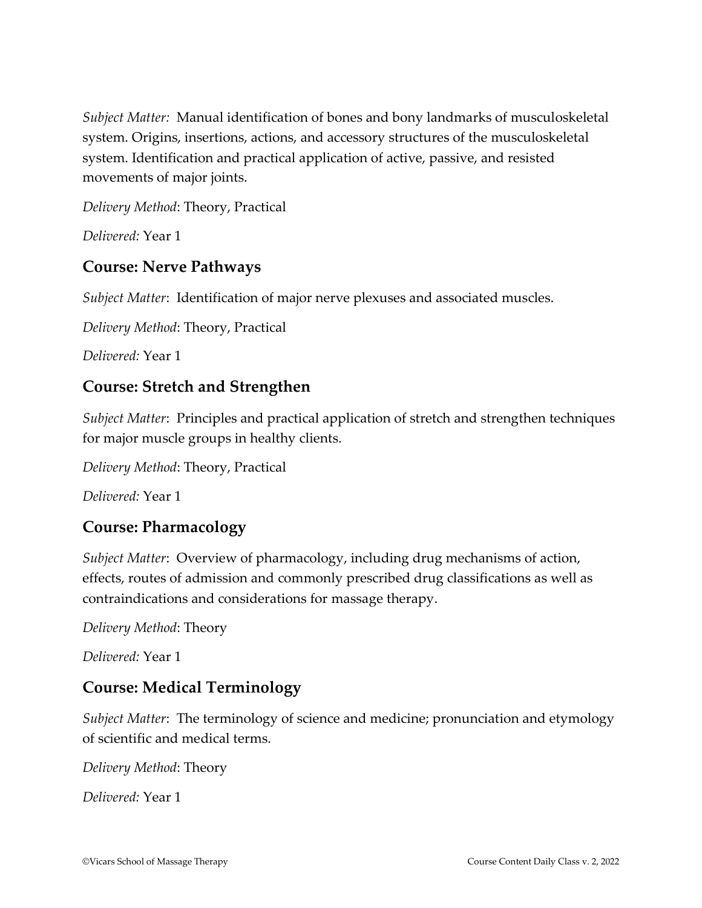*Subject Matter:* Manual identification of bones and bony landmarks of musculoskeletal system. Origins, insertions, actions, and accessory structures of the musculoskeletal system. Identification and practical application of active, passive, and resisted movements of major joints.

*Delivery Method*: Theory, Practical

*Delivered:* Year 1

## Course: Nerve Pathways

*Subject Matter*: Identification of major nerve plexuses and associated muscles.

*Delivery Method*: Theory, Practical

*Delivered:* Year 1

## Course: Stretch and Strengthen

*Subject Matter*: Principles and practical application of stretch and strengthen techniques for major muscle groups in healthy clients.

*Delivery Method*: Theory, Practical

*Delivered:* Year 1

## Course: Pharmacology

*Subject Matter*: Overview of pharmacology, including drug mechanisms of action, effects, routes of admission and commonly prescribed drug classifications as well as contraindications and considerations for massage therapy.

*Delivery Method*: Theory

*Delivered:* Year 1

## Course: Medical Terminology

*Subject Matter*: The terminology of science and medicine; pronunciation and etymology of scientific and medical terms.

*Delivery Method*: Theory

*Delivered:* Year 1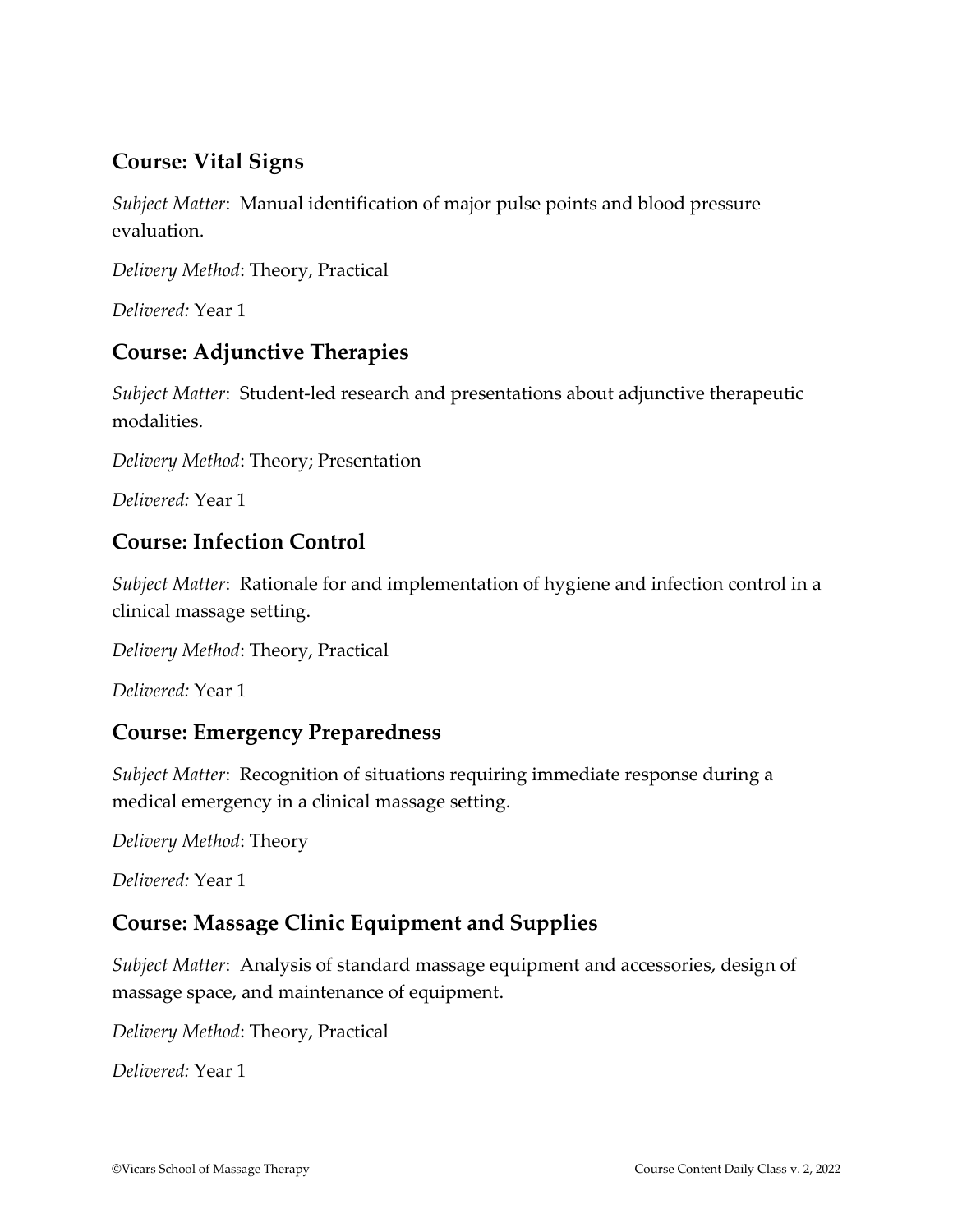## Course: Vital Signs

*Subject Matter*: Manual identification of major pulse points and blood pressure evaluation.

*Delivery Method*: Theory, Practical

*Delivered:* Year 1

## Course: Adjunctive Therapies

*Subject Matter*: Student-led research and presentations about adjunctive therapeutic modalities.

*Delivery Method*: Theory; Presentation

*Delivered:* Year 1

## Course: Infection Control

*Subject Matter*: Rationale for and implementation of hygiene and infection control in a clinical massage setting.

*Delivery Method*: Theory, Practical

*Delivered:* Year 1

## Course: Emergency Preparedness

*Subject Matter*: Recognition of situations requiring immediate response during a medical emergency in a clinical massage setting.

*Delivery Method*: Theory

*Delivered:* Year 1

## Course: Massage Clinic Equipment and Supplies

*Subject Matter*: Analysis of standard massage equipment and accessories, design of massage space, and maintenance of equipment.

*Delivery Method*: Theory, Practical

*Delivered:* Year 1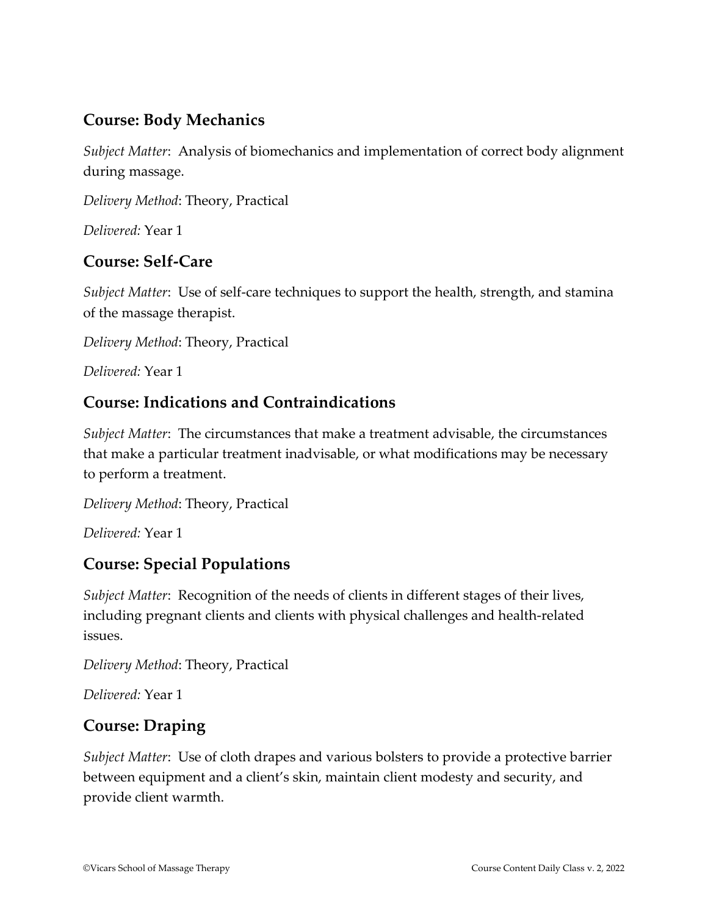## Course: Body Mechanics

*Subject Matter*: Analysis of biomechanics and implementation of correct body alignment during massage.

*Delivery Method*: Theory, Practical

*Delivered:* Year 1

## Course: Self-Care

*Subject Matter*: Use of self-care techniques to support the health, strength, and stamina of the massage therapist.

*Delivery Method*: Theory, Practical

*Delivered:* Year 1

## Course: Indications and Contraindications

*Subject Matter*: The circumstances that make a treatment advisable, the circumstances that make a particular treatment inadvisable, or what modifications may be necessary to perform a treatment.

*Delivery Method*: Theory, Practical

*Delivered:* Year 1

## Course: Special Populations

*Subject Matter*: Recognition of the needs of clients in different stages of their lives, including pregnant clients and clients with physical challenges and health-related issues.

*Delivery Method*: Theory, Practical

*Delivered:* Year 1

## Course: Draping

*Subject Matter*: Use of cloth drapes and various bolsters to provide a protective barrier between equipment and a client's skin, maintain client modesty and security, and provide client warmth.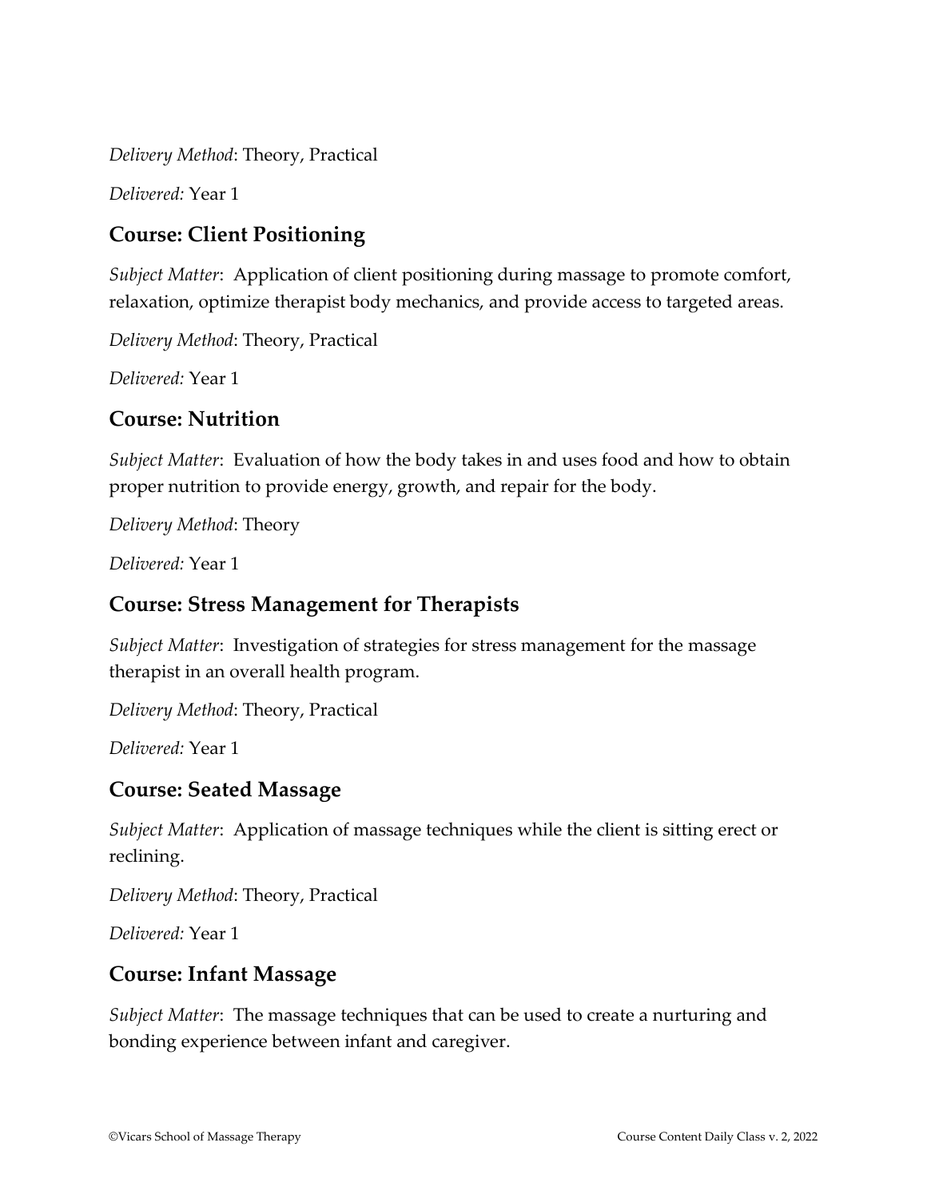*Delivery Method*: Theory, Practical

*Delivered:* Year 1

## Course: Client Positioning

*Subject Matter*: Application of client positioning during massage to promote comfort, relaxation, optimize therapist body mechanics, and provide access to targeted areas.

*Delivery Method*: Theory, Practical

*Delivered:* Year 1

## Course: Nutrition

*Subject Matter*: Evaluation of how the body takes in and uses food and how to obtain proper nutrition to provide energy, growth, and repair for the body.

*Delivery Method*: Theory

*Delivered:* Year 1

## Course: Stress Management for Therapists

*Subject Matter*: Investigation of strategies for stress management for the massage therapist in an overall health program.

*Delivery Method*: Theory, Practical

*Delivered:* Year 1

## Course: Seated Massage

*Subject Matter*: Application of massage techniques while the client is sitting erect or reclining.

*Delivery Method*: Theory, Practical

*Delivered:* Year 1

## Course: Infant Massage

*Subject Matter*: The massage techniques that can be used to create a nurturing and bonding experience between infant and caregiver.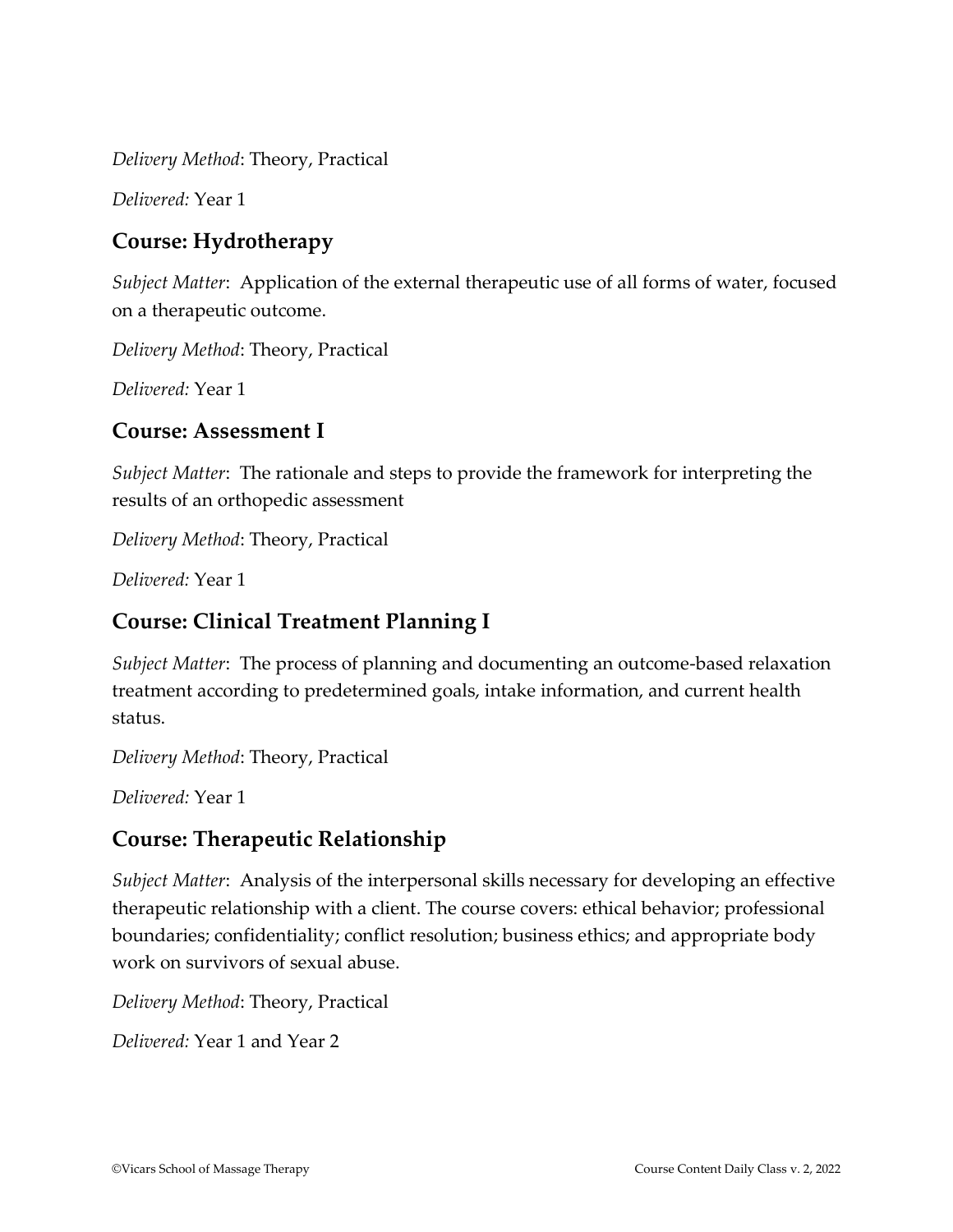*Delivery Method*: Theory, Practical

*Delivered:* Year 1

## Course: Hydrotherapy

*Subject Matter*: Application of the external therapeutic use of all forms of water, focused on a therapeutic outcome.

*Delivery Method*: Theory, Practical

*Delivered:* Year 1

## Course: Assessment I

*Subject Matter*: The rationale and steps to provide the framework for interpreting the results of an orthopedic assessment

*Delivery Method*: Theory, Practical

*Delivered:* Year 1

## Course: Clinical Treatment Planning I

*Subject Matter*: The process of planning and documenting an outcome-based relaxation treatment according to predetermined goals, intake information, and current health status.

*Delivery Method*: Theory, Practical

*Delivered:* Year 1

## Course: Therapeutic Relationship

*Subject Matter*: Analysis of the interpersonal skills necessary for developing an effective therapeutic relationship with a client. The course covers: ethical behavior; professional boundaries; confidentiality; conflict resolution; business ethics; and appropriate body work on survivors of sexual abuse.

*Delivery Method*: Theory, Practical

*Delivered:* Year 1 and Year 2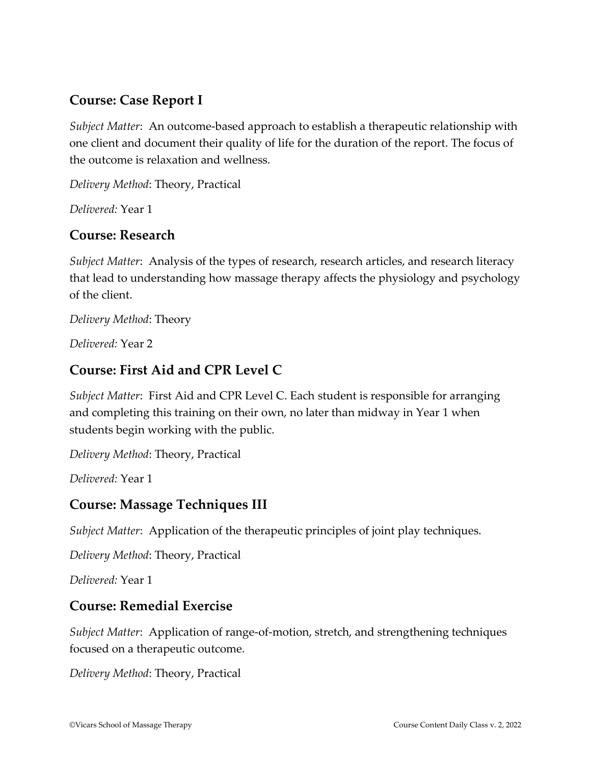## Course: Case Report I

*Subject Matter*: An outcome-based approach to establish a therapeutic relationship with one client and document their quality of life for the duration of the report. The focus of the outcome is relaxation and wellness.

*Delivery Method*: Theory, Practical

*Delivered:* Year 1

## Course: Research

*Subject Matter*: Analysis of the types of research, research articles, and research literacy that lead to understanding how massage therapy affects the physiology and psychology of the client.

*Delivery Method*: Theory

*Delivered:* Year 2

## Course: First Aid and CPR Level C

*Subject Matter*: First Aid and CPR Level C. Each student is responsible for arranging and completing this training on their own, no later than midway in Year 1 when students begin working with the public.

*Delivery Method*: Theory, Practical

*Delivered:* Year 1

## Course: Massage Techniques III

*Subject Matter*: Application of the therapeutic principles of joint play techniques.

*Delivery Method*: Theory, Practical

*Delivered:* Year 1

## Course: Remedial Exercise

*Subject Matter*: Application of range-of-motion, stretch, and strengthening techniques focused on a therapeutic outcome.

*Delivery Method*: Theory, Practical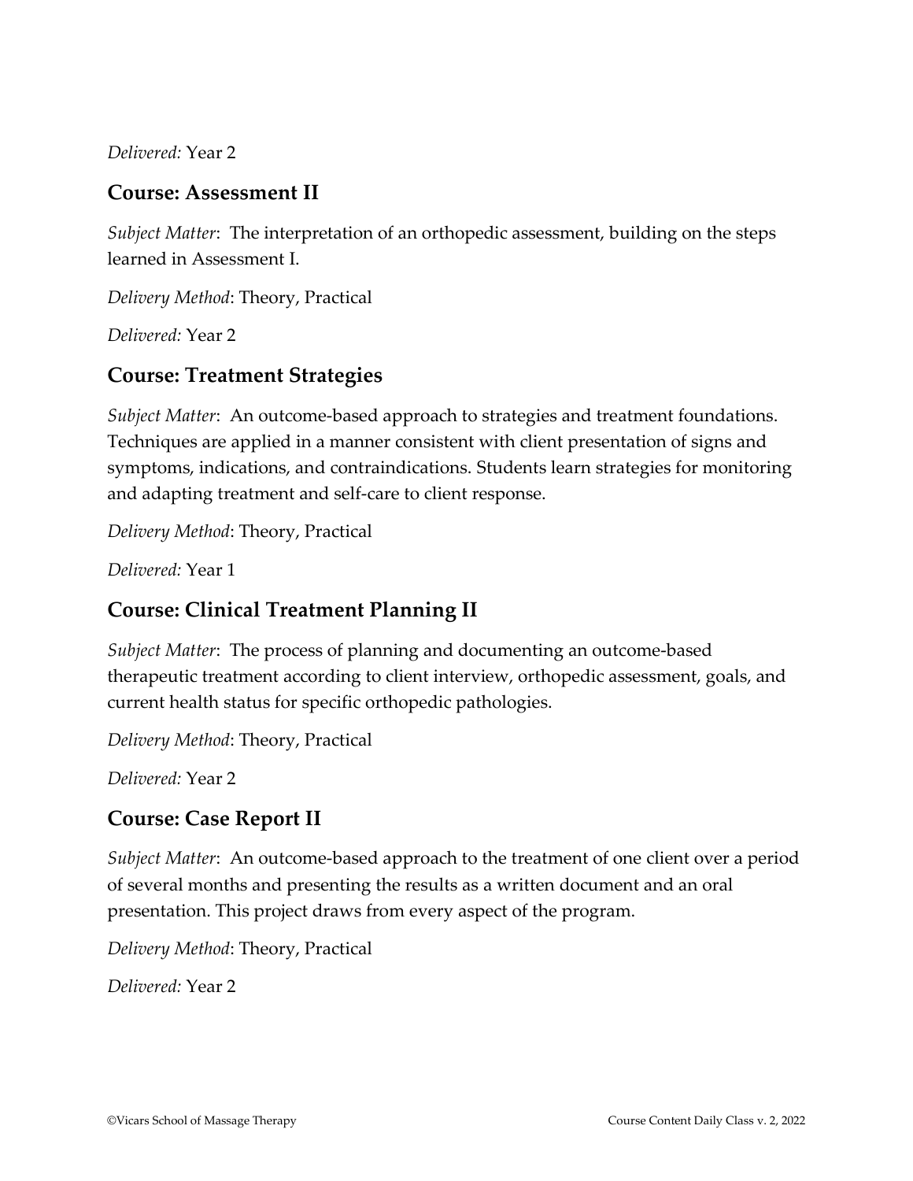*Delivered:* Year 2

## Course: Assessment II

*Subject Matter*: The interpretation of an orthopedic assessment, building on the steps learned in Assessment I.

*Delivery Method*: Theory, Practical

*Delivered:* Year 2

## Course: Treatment Strategies

*Subject Matter*: An outcome-based approach to strategies and treatment foundations. Techniques are applied in a manner consistent with client presentation of signs and symptoms, indications, and contraindications. Students learn strategies for monitoring and adapting treatment and self-care to client response.

*Delivery Method*: Theory, Practical

*Delivered:* Year 1

## Course: Clinical Treatment Planning II

*Subject Matter*: The process of planning and documenting an outcome-based therapeutic treatment according to client interview, orthopedic assessment, goals, and current health status for specific orthopedic pathologies.

*Delivery Method*: Theory, Practical

*Delivered:* Year 2

## Course: Case Report II

*Subject Matter*: An outcome-based approach to the treatment of one client over a period of several months and presenting the results as a written document and an oral presentation. This project draws from every aspect of the program.

*Delivery Method*: Theory, Practical

*Delivered:* Year 2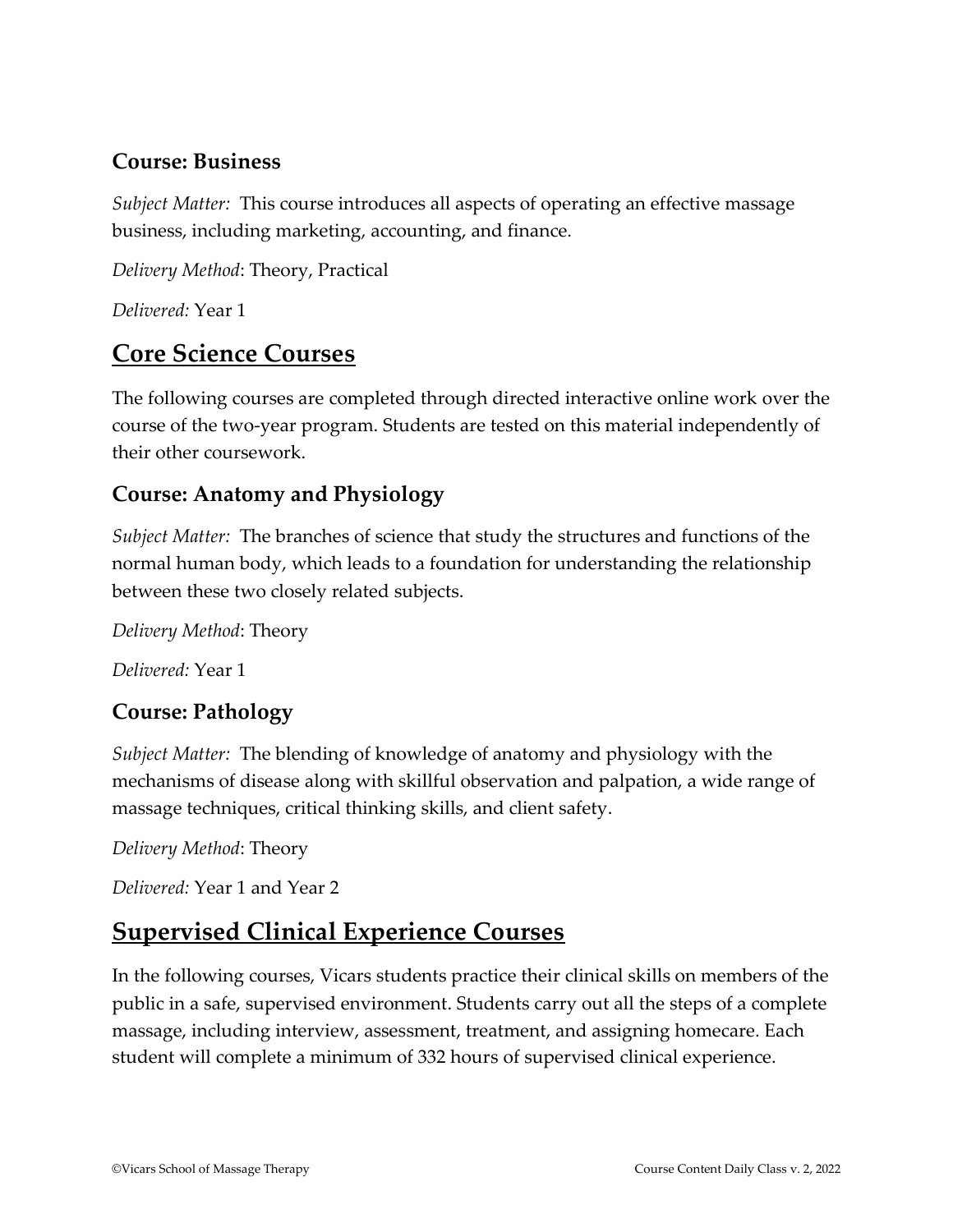### Course: Business

*Subject Matter:* This course introduces all aspects of operating an effective massage business, including marketing, accounting, and finance.

*Delivery Method*: Theory, Practical

*Delivered:* Year 1

## Core Science Courses

The following courses are completed through directed interactive online work over the course of the two-year program. Students are tested on this material independently of their other coursework.

### Course: Anatomy and Physiology

*Subject Matter:* The branches of science that study the structures and functions of the normal human body, which leads to a foundation for understanding the relationship between these two closely related subjects.

*Delivery Method*: Theory

*Delivered:* Year 1

### Course: Pathology

*Subject Matter:* The blending of knowledge of anatomy and physiology with the mechanisms of disease along with skillful observation and palpation, a wide range of massage techniques, critical thinking skills, and client safety.

*Delivery Method*: Theory

*Delivered:* Year 1 and Year 2

## Supervised Clinical Experience Courses

In the following courses, Vicars students practice their clinical skills on members of the public in a safe, supervised environment. Students carry out all the steps of a complete massage, including interview, assessment, treatment, and assigning homecare. Each student will complete a minimum of 332 hours of supervised clinical experience.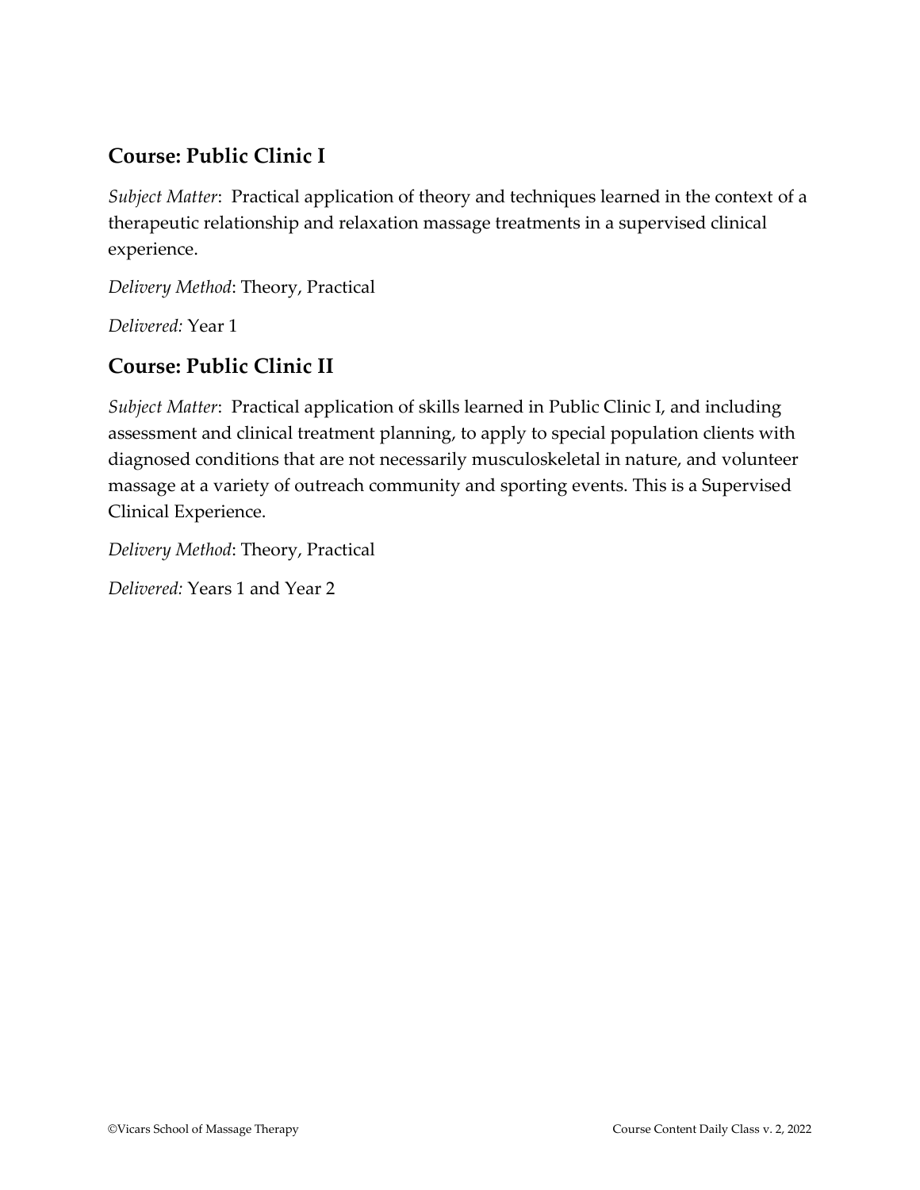## Course: Public Clinic I

*Subject Matter*: Practical application of theory and techniques learned in the context of a therapeutic relationship and relaxation massage treatments in a supervised clinical experience.

*Delivery Method*: Theory, Practical

*Delivered:* Year 1

## Course: Public Clinic II

*Subject Matter*: Practical application of skills learned in Public Clinic I, and including assessment and clinical treatment planning, to apply to special population clients with diagnosed conditions that are not necessarily musculoskeletal in nature, and volunteer massage at a variety of outreach community and sporting events. This is a Supervised Clinical Experience.

*Delivery Method*: Theory, Practical

*Delivered:* Years 1 and Year 2